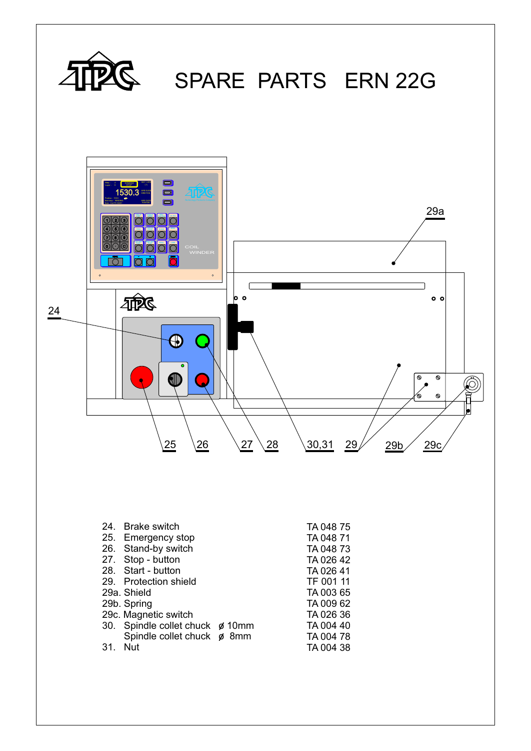# SPARE PARTS ERN 22G

| No. | Description | Part No. |
|---|---|---|
| 24. | Brake switch | TA 048 75 |
| 25. | Emergency stop | TA 048 71 |
| 26. | Stand-by switch | TA 048 73 |
| 27. | Stop - button | TA 026 42 |
| 28. | Start - button | TA 026 41 |
| 29. | Protection shield | TF 001 11 |
| 29a. | Shield | TA 003 65 |
| 29b. | Spring | TA 009 62 |
| 29c. | Magnetic switch | TA 026 36 |
| 30. | Spindle collet chuck ø 10mm | TA 004 40 |
| | Spindle collet chuck ø 8mm | TA 004 78 |
| 31. | Nut | TA 004 38 |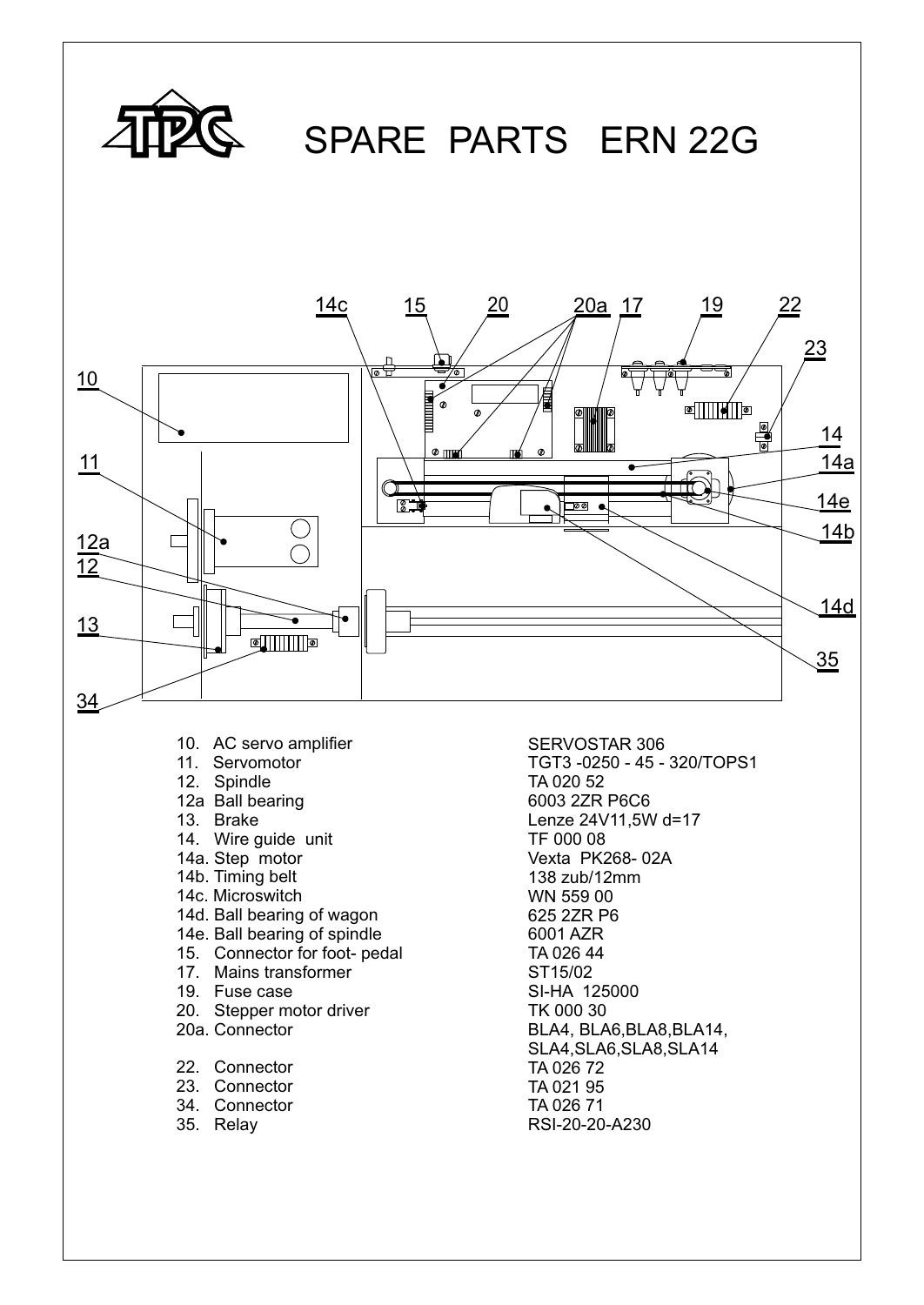# SPARE PARTS ERN 22G

| No. | Part | Designation |
|---|---|---|
| 10. | AC servo amplifier | SERVOSTAR 306 |
| 11. | Servomotor | TGT3 -0250 - 45 - 320/TOPS1 |
| 12. | Spindle | TA 020 52 |
| 12a | Ball bearing | 6003 2ZR P6C6 |
| 13. | Brake | Lenze 24V11,5W d=17 |
| 14. | Wire guide unit | TF 000 08 |
| 14a. | Step motor | Vexta PK268- 02A |
| 14b. | Timing belt | 138 zub/12mm |
| 14c. | Microswitch | WN 559 00 |
| 14d. | Ball bearing of wagon | 625 2ZR P6 |
| 14e. | Ball bearing of spindle | 6001 AZR |
| 15. | Connector for foot- pedal | TA 026 44 |
| 17. | Mains transformer | ST15/02 |
| 19. | Fuse case | SI-HA 125000 |
| 20. | Stepper motor driver | TK 000 30 |
| 20a. | Connector | BLA4, BLA6,BLA8,BLA14, SLA4,SLA6,SLA8,SLA14 |
| 22. | Connector | TA 026 72 |
| 23. | Connector | TA 021 95 |
| 34. | Connector | TA 026 71 |
| 35. | Relay | RSI-20-20-A230 |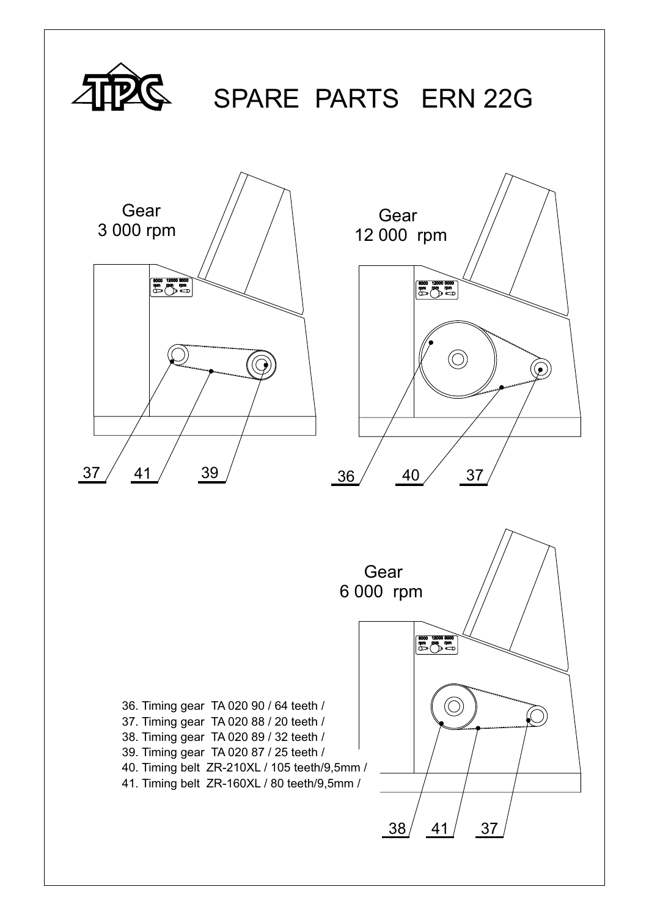# SPARE PARTS ERN 22G

Gear
3 000 rpm

37 41 39

Gear
12 000 rpm

36 40 37

Gear
6 000 rpm

38 41 37

36. Timing gear TA 020 90 / 64 teeth /
37. Timing gear TA 020 88 / 20 teeth /
38. Timing gear TA 020 89 / 32 teeth /
39. Timing gear TA 020 87 / 25 teeth /
40. Timing belt ZR-210XL / 105 teeth/9,5mm /
41. Timing belt ZR-160XL / 80 teeth/9,5mm /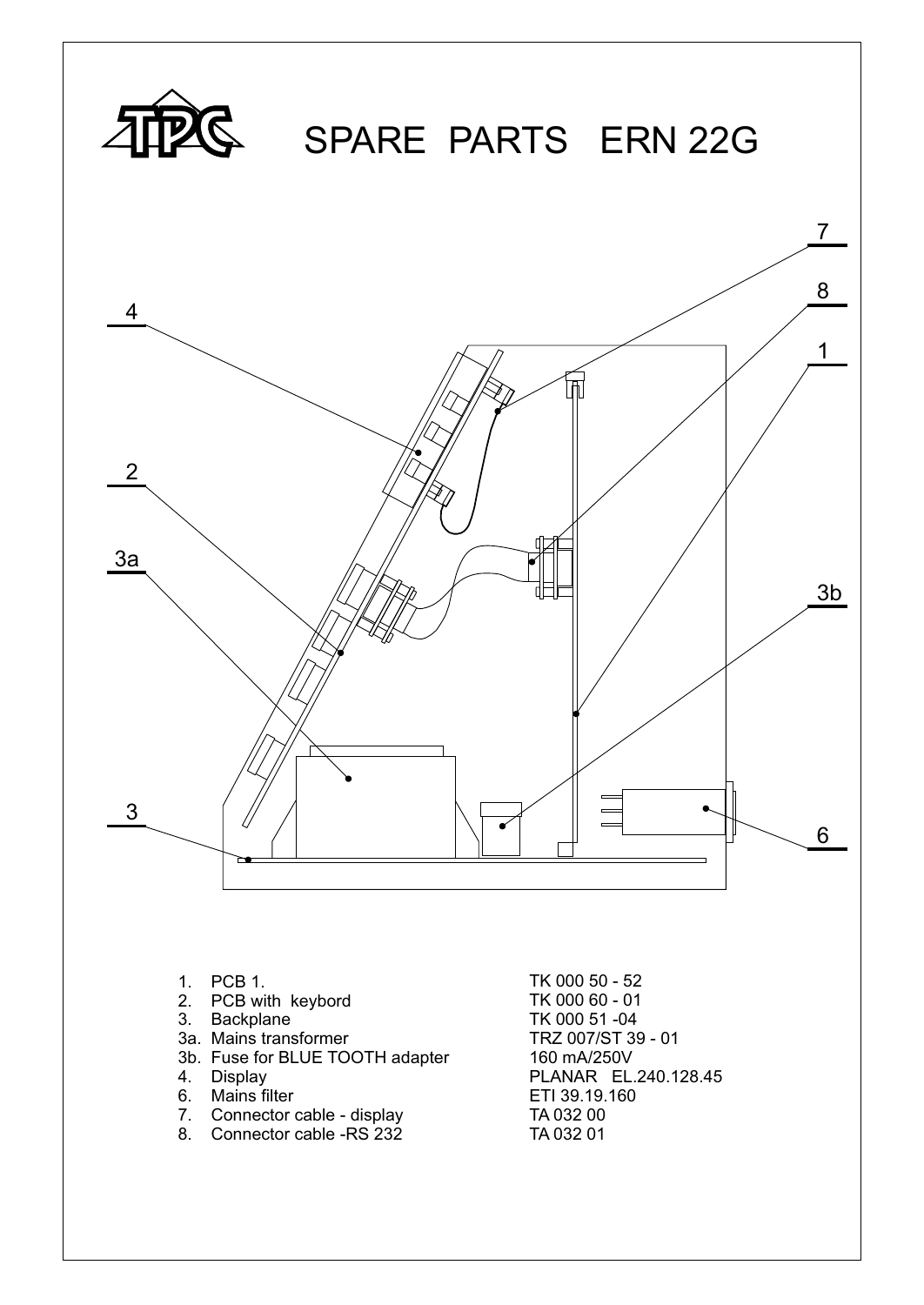# SPARE PARTS ERN 22G

7

8

4

1

2

3a

3b

3

6

| | | |
|---|---|---|
| 1. | PCB 1. | TK 000 50 - 52 |
| 2. | PCB with keybord | TK 000 60 - 01 |
| 3. | Backplane | TK 000 51 -04 |
| 3a. | Mains transformer | TRZ 007/ST 39 - 01 |
| 3b. | Fuse for BLUE TOOTH adapter | 160 mA/250V |
| 4. | Display | PLANAR EL.240.128.45 |
| 6. | Mains filter | ETI 39.19.160 |
| 7. | Connector cable - display | TA 032 00 |
| 8. | Connector cable -RS 232 | TA 032 01 |